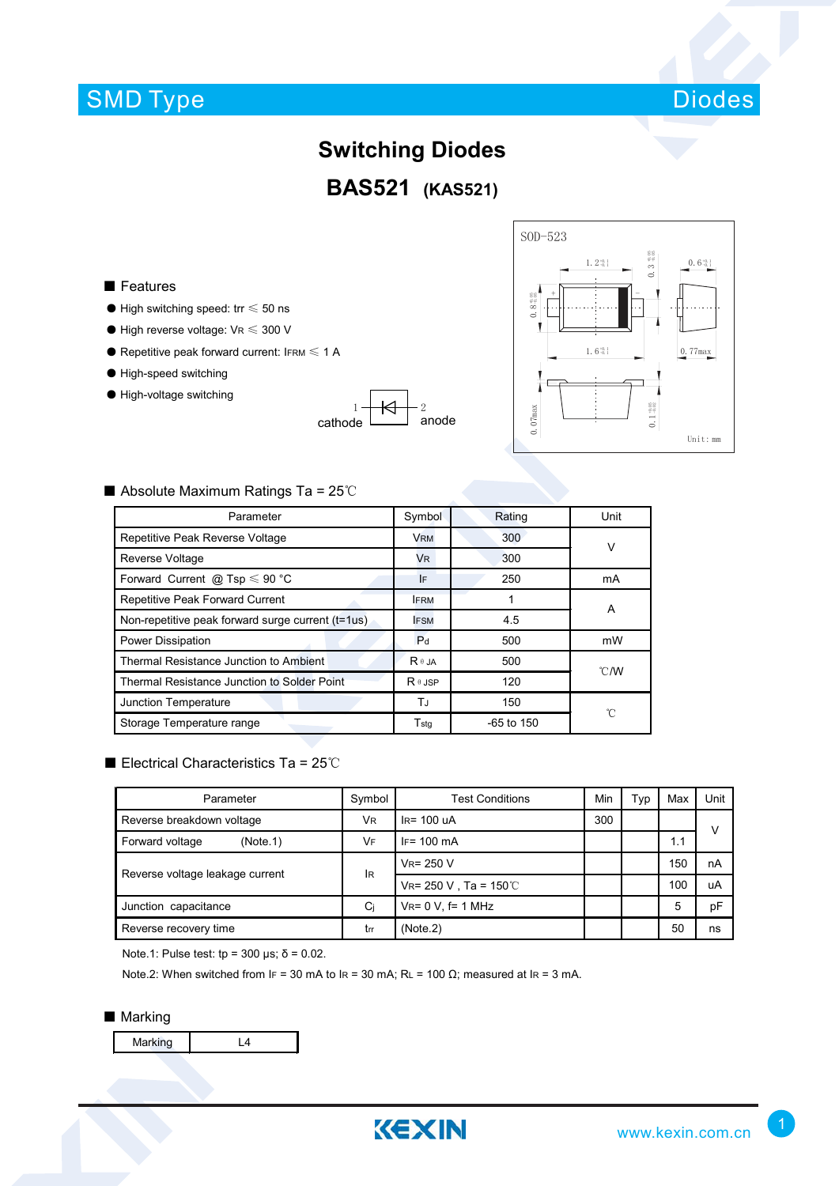SMD Type | Diodes

# Switching Diodes

## BAS521 (KAS521)

### Features

- High switching speed: trr ≤ 50 ns
- High reverse voltage: $V_R$ ≤ 300 V
- Repetitive peak forward current: $I_{FRM}$ ≤ 1 A
- High-speed switching
- High-voltage switching

1 cathode — 2 anode

SOD-523

Unit: mm

### Absolute Maximum Ratings Ta = 25℃

| Parameter | Symbol | Rating | Unit |
|---|---|---|---|
| Repetitive Peak Reverse Voltage | $V_{RM}$ | 300 | V |
| Reverse Voltage | $V_R$ | 300 | |
| Forward Current @ Tsp ≤ 90 °C | $I_F$ | 250 | mA |
| Repetitive Peak Forward Current | $I_{FRM}$ | 1 | A |
| Non-repetitive peak forward surge current (t=1us) | $I_{FSM}$ | 4.5 | |
| Power Dissipation | $P_d$ | 500 | mW |
| Thermal Resistance Junction to Ambient | $R_{\theta JA}$ | 500 | ℃/W |
| Thermal Resistance Junction to Solder Point | $R_{\theta JSP}$ | 120 | |
| Junction Temperature | $T_J$ | 150 | ℃ |
| Storage Temperature range | $T_{stg}$ | -65 to 150 | |

### Electrical Characteristics Ta = 25℃

| Parameter | Symbol | Test Conditions | Min | Typ | Max | Unit |
|---|---|---|---|---|---|---|
| Reverse breakdown voltage | $V_R$ | $I_R$= 100 uA | 300 | | | V |
| Forward voltage (Note.1) | $V_F$ | $I_F$= 100 mA | | | 1.1 | |
| Reverse voltage leakage current | $I_R$ | $V_R$= 250 V | | | 150 | nA |
| | | $V_R$= 250 V , Ta = 150℃ | | | 100 | uA |
| Junction capacitance | $C_j$ | $V_R$= 0 V, f= 1 MHz | | | 5 | pF |
| Reverse recovery time | $t_{rr}$ | (Note.2) | | | 50 | ns |

Note.1: Pulse test: tp = 300 μs; δ = 0.02.

Note.2: When switched from $I_F$ = 30 mA to $I_R$ = 30 mA; $R_L$ = 100 Ω; measured at $I_R$ = 3 mA.

### Marking

| Marking | L4 |
|---|---|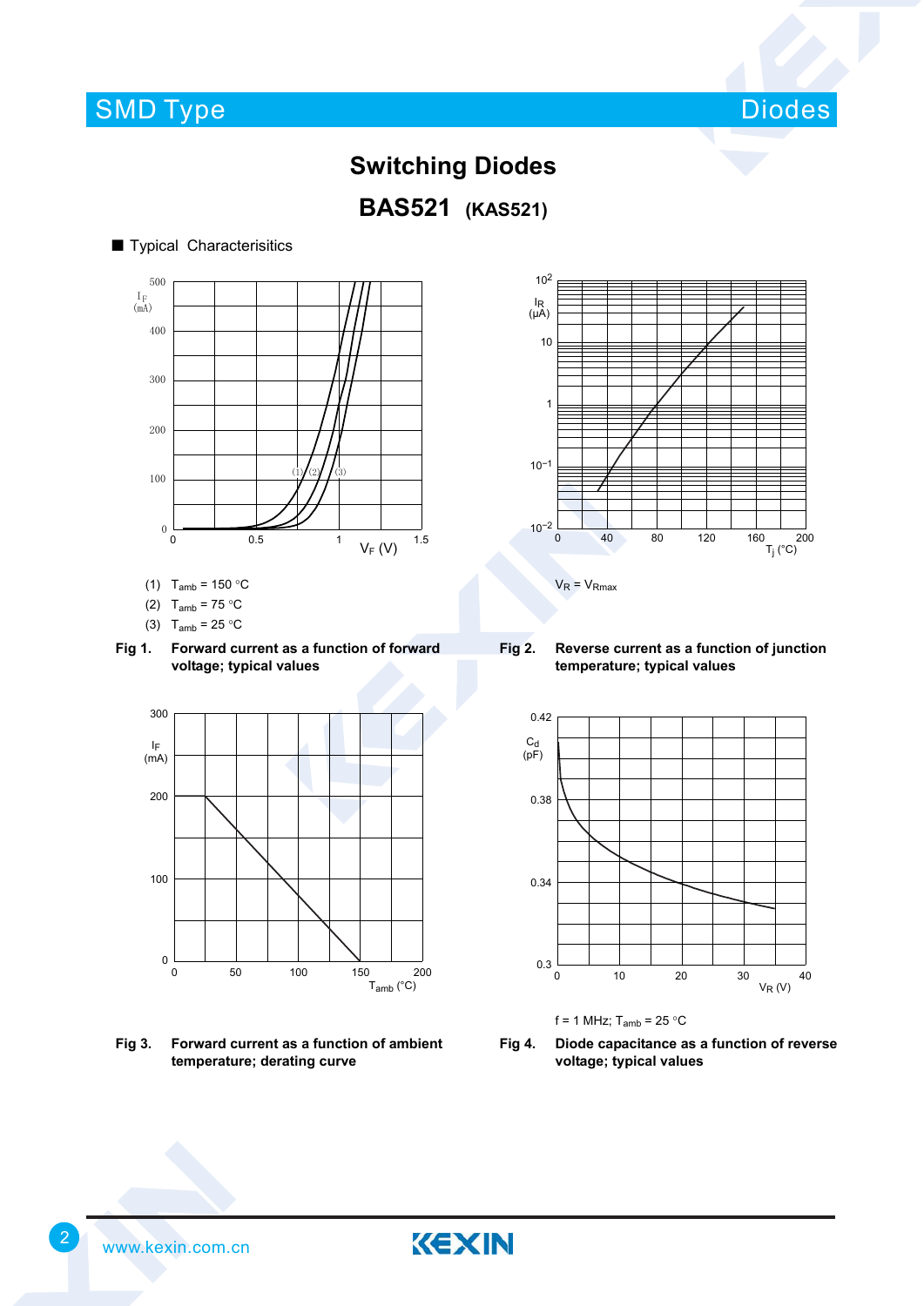# Switching Diodes

## BAS521 (KAS521)

■ Typical Characterisitics

(1) $T_{amb}$ = 150 °C

(2) $T_{amb}$ = 75 °C

(3) $T_{amb}$ = 25 °C

**Fig 1. Forward current as a function of forward voltage; typical values**

$V_R = V_{Rmax}$

**Fig 2. Reverse current as a function of junction temperature; typical values**

**Fig 3. Forward current as a function of ambient temperature; derating curve**

f = 1 MHz; $T_{amb}$ = 25 °C

**Fig 4. Diode capacitance as a function of reverse voltage; typical values**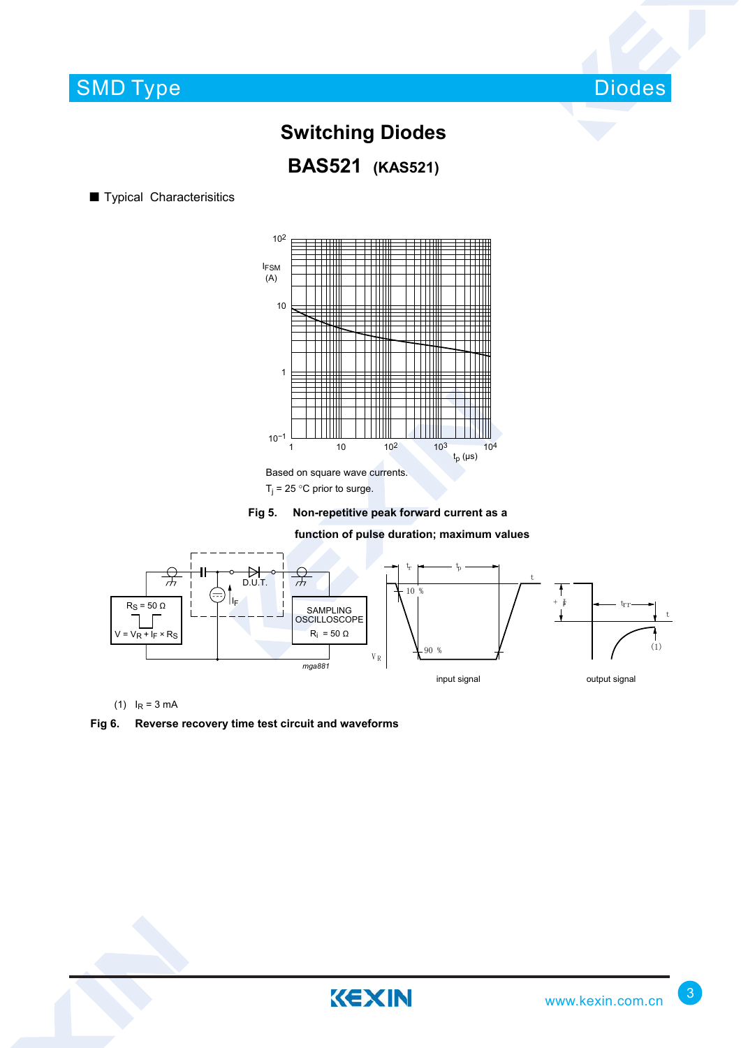# Switching Diodes

## BAS521 (KAS521)

■ Typical Characterisitics

$10^2$

$I_{FSM}$
(A)

10

1

$10^{-1}$

1 10 $10^2$ $10^3$ $10^4$

$t_p$ (μs)

Based on square wave currents.

$T_j$ = 25 °C prior to surge.

**Fig 5. Non-repetitive peak forward current as a function of pulse duration; maximum values**

$R_S$ = 50 Ω

V = $V_R$ + $I_F$ × $R_S$

D.U.T.

$I_F$

SAMPLING OSCILLOSCOPE

$R_i$ = 50 Ω

mga881

$t_r$

$t_p$

t

10 %

90 %

$V_R$

input signal

+ $I_F$

$t_{rr}$

t

(1)

output signal

(1) $I_R$ = 3 mA

**Fig 6. Reverse recovery time test circuit and waveforms**